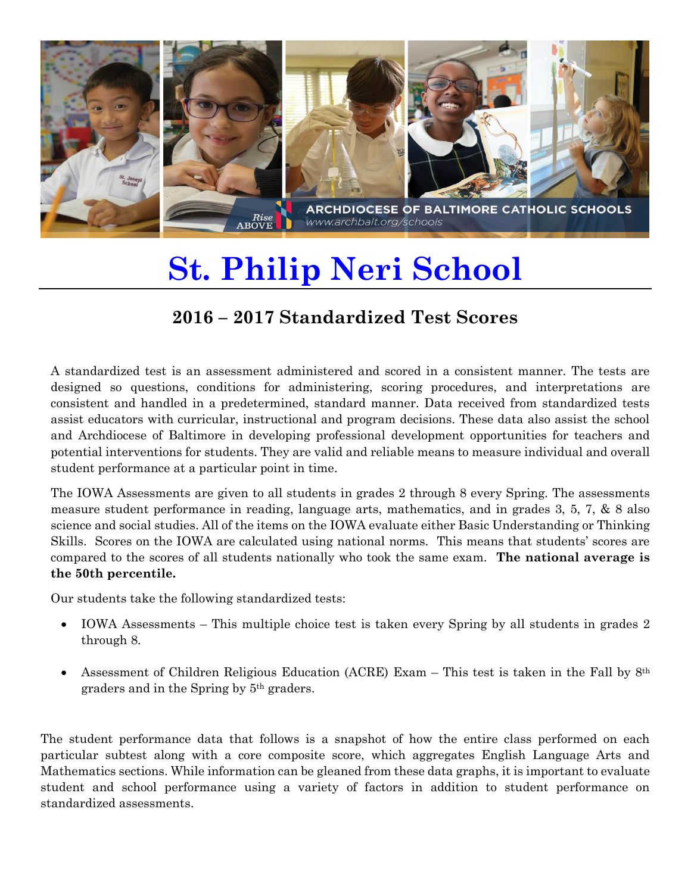# St. Philip Neri School

## 2016 – 2017 Standardized Test Scores

A standardized test is an assessment administered and scored in a consistent manner. The tests are designed so questions, conditions for administering, scoring procedures, and interpretations are consistent and handled in a predetermined, standard manner. Data received from standardized tests assist educators with curricular, instructional and program decisions. These data also assist the school and Archdiocese of Baltimore in developing professional development opportunities for teachers and potential interventions for students. They are valid and reliable means to measure individual and overall student performance at a particular point in time.

The IOWA Assessments are given to all students in grades 2 through 8 every Spring. The assessments measure student performance in reading, language arts, mathematics, and in grades 3, 5, 7, & 8 also science and social studies. All of the items on the IOWA evaluate either Basic Understanding or Thinking Skills. Scores on the IOWA are calculated using national norms. This means that students' scores are compared to the scores of all students nationally who took the same exam. **The national average is the 50th percentile.**

Our students take the following standardized tests:

- IOWA Assessments – This multiple choice test is taken every Spring by all students in grades 2 through 8.
- Assessment of Children Religious Education (ACRE) Exam – This test is taken in the Fall by 8th graders and in the Spring by 5th graders.

The student performance data that follows is a snapshot of how the entire class performed on each particular subtest along with a core composite score, which aggregates English Language Arts and Mathematics sections. While information can be gleaned from these data graphs, it is important to evaluate student and school performance using a variety of factors in addition to student performance on standardized assessments.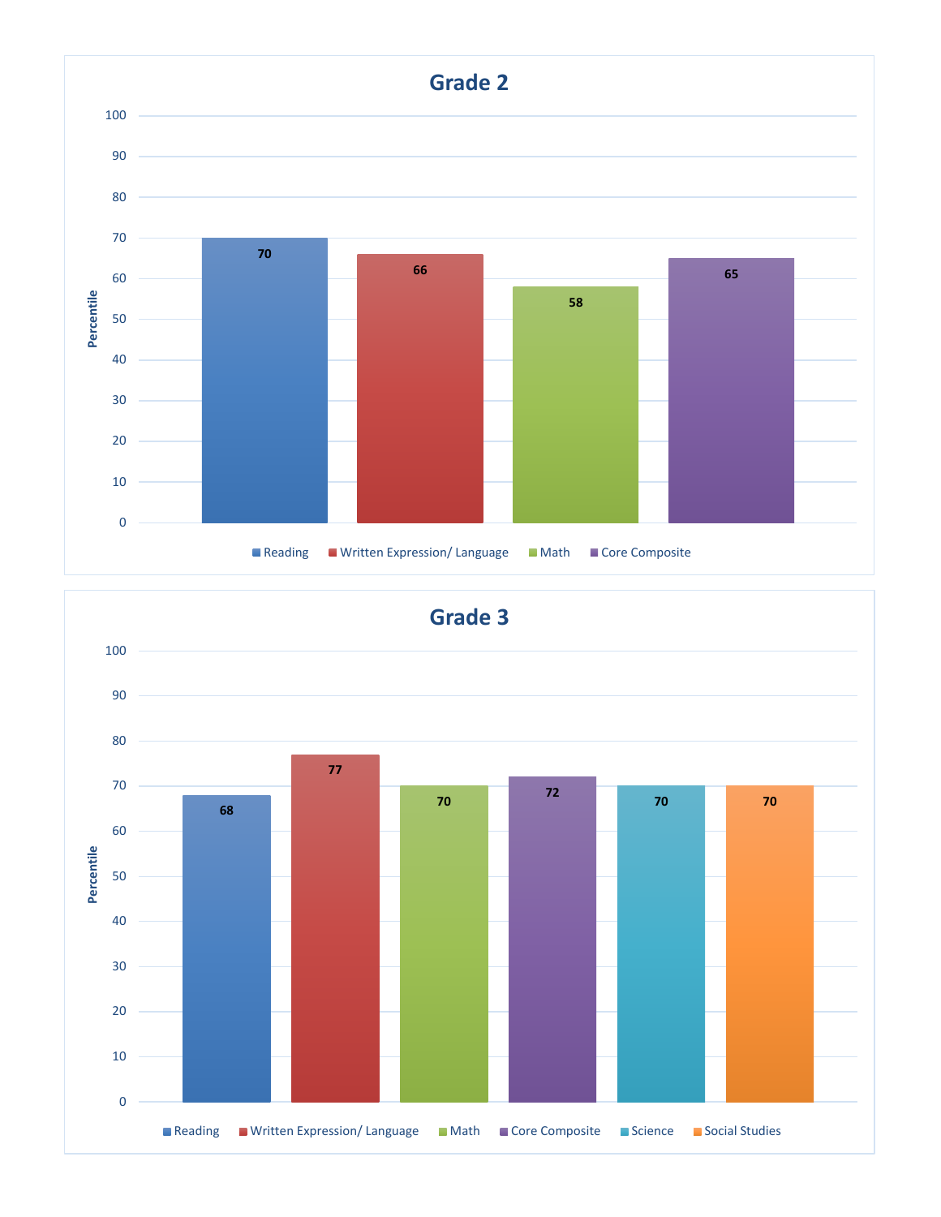## Grade 2

| | Reading | Written Expression/ Language | Math | Core Composite |
|---|---|---|---|---|
| Percentile | 70 | 66 | 58 | 65 |

## Grade 3

| | Reading | Written Expression/ Language | Math | Core Composite | Science | Social Studies |
|---|---|---|---|---|---|---|
| Percentile | 68 | 77 | 70 | 72 | 70 | 70 |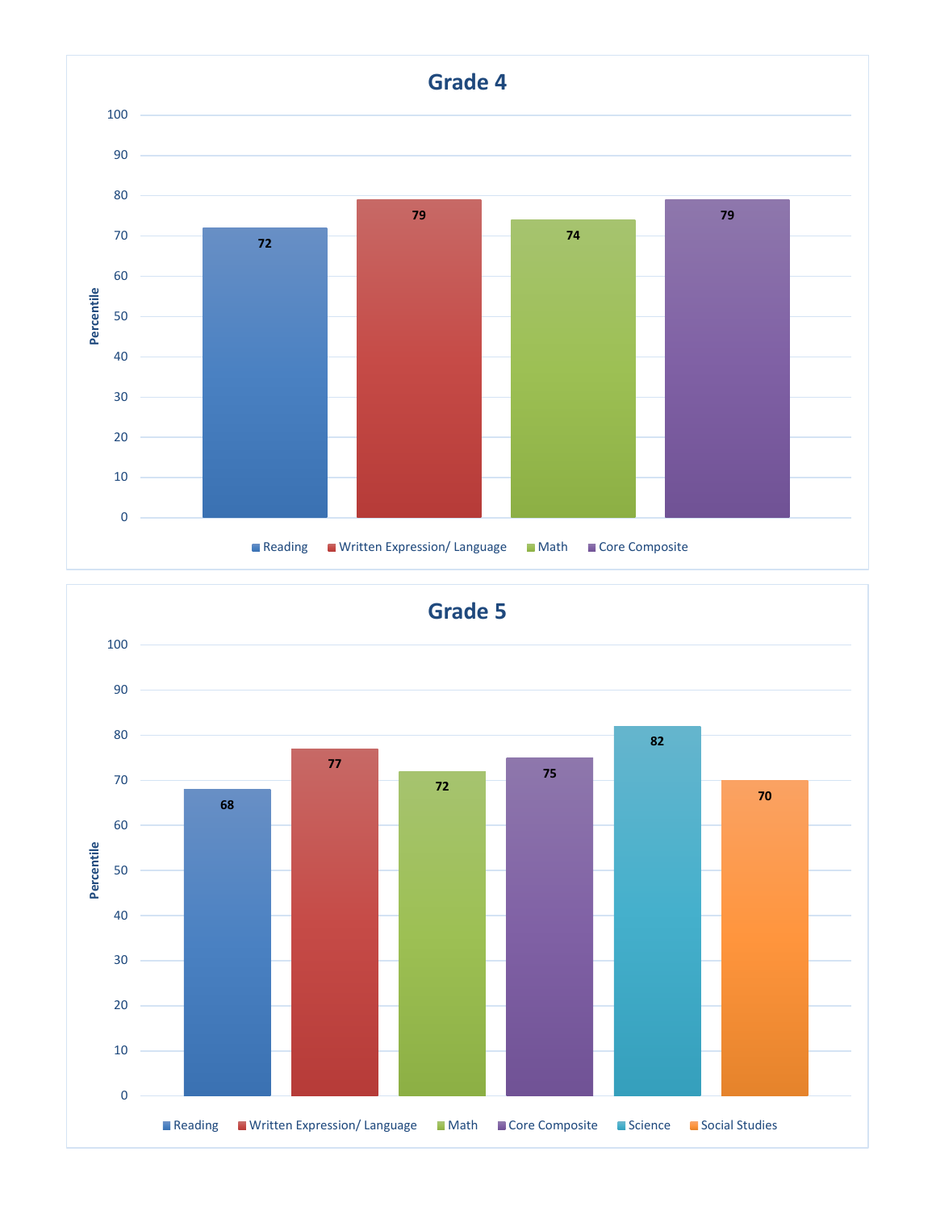## Grade 4

| | Reading | Written Expression/ Language | Math | Core Composite |
|---|---|---|---|---|
| Percentile | 72 | 79 | 74 | 79 |

## Grade 5

| | Reading | Written Expression/ Language | Math | Core Composite | Science | Social Studies |
|---|---|---|---|---|---|---|
| Percentile | 68 | 77 | 72 | 75 | 82 | 70 |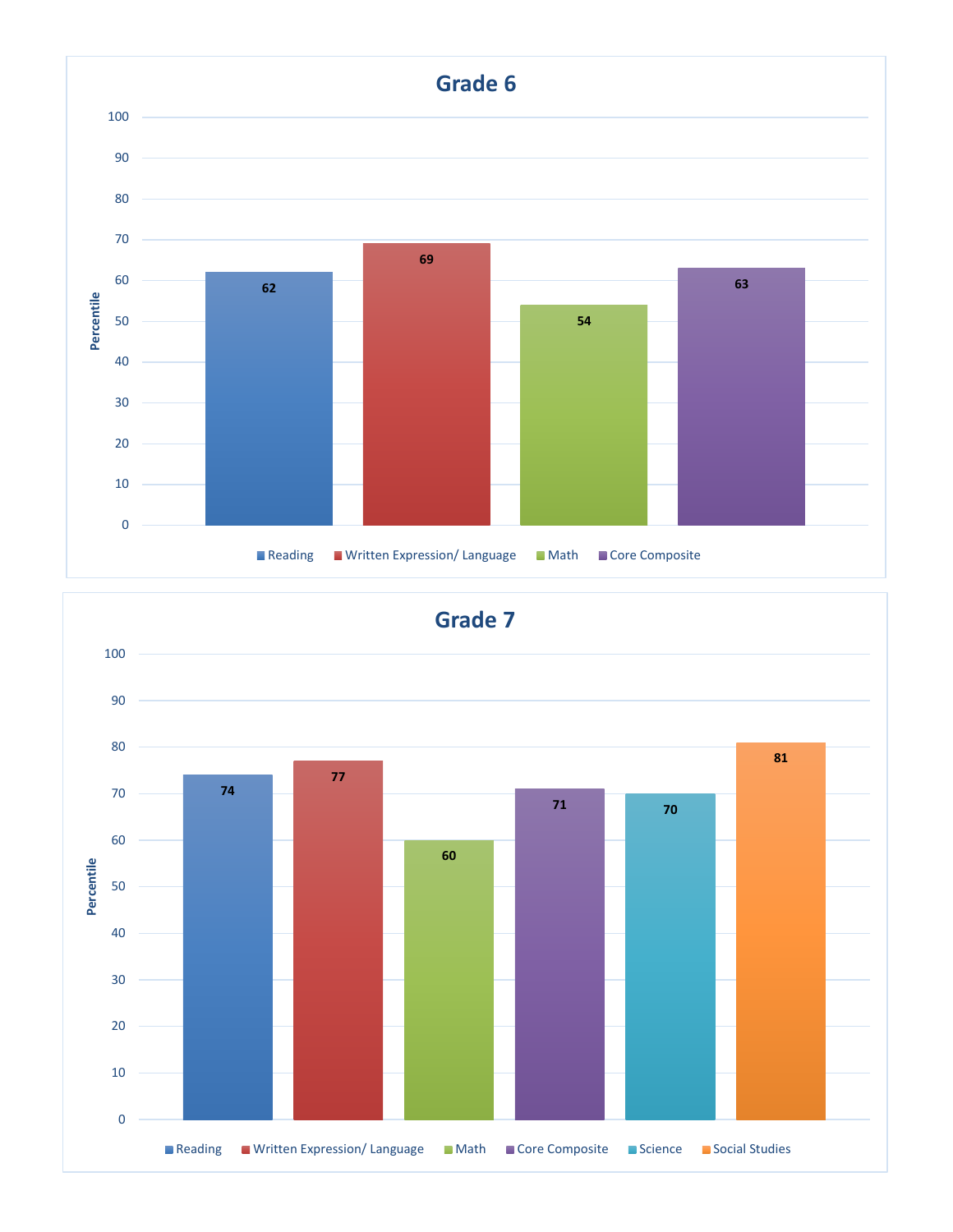## Grade 6

| Subject | Percentile |
|---|---|
| Reading | 62 |
| Written Expression/ Language | 69 |
| Math | 54 |
| Core Composite | 63 |

## Grade 7

| Subject | Percentile |
|---|---|
| Reading | 74 |
| Written Expression/ Language | 77 |
| Math | 60 |
| Core Composite | 71 |
| Science | 70 |
| Social Studies | 81 |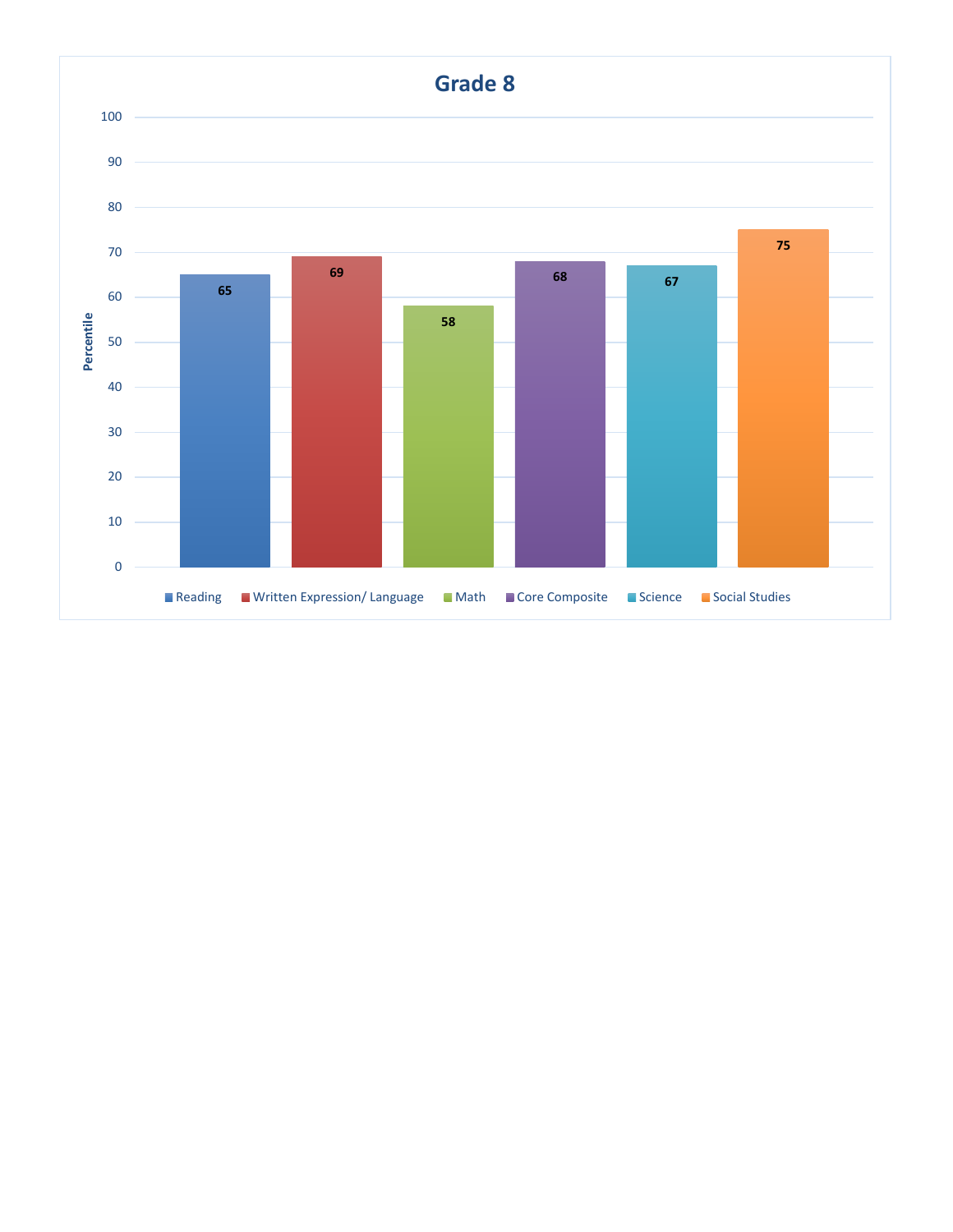## Grade 8

| Subject | Percentile |
| --- | --- |
| Reading | 65 |
| Written Expression/ Language | 69 |
| Math | 58 |
| Core Composite | 68 |
| Science | 67 |
| Social Studies | 75 |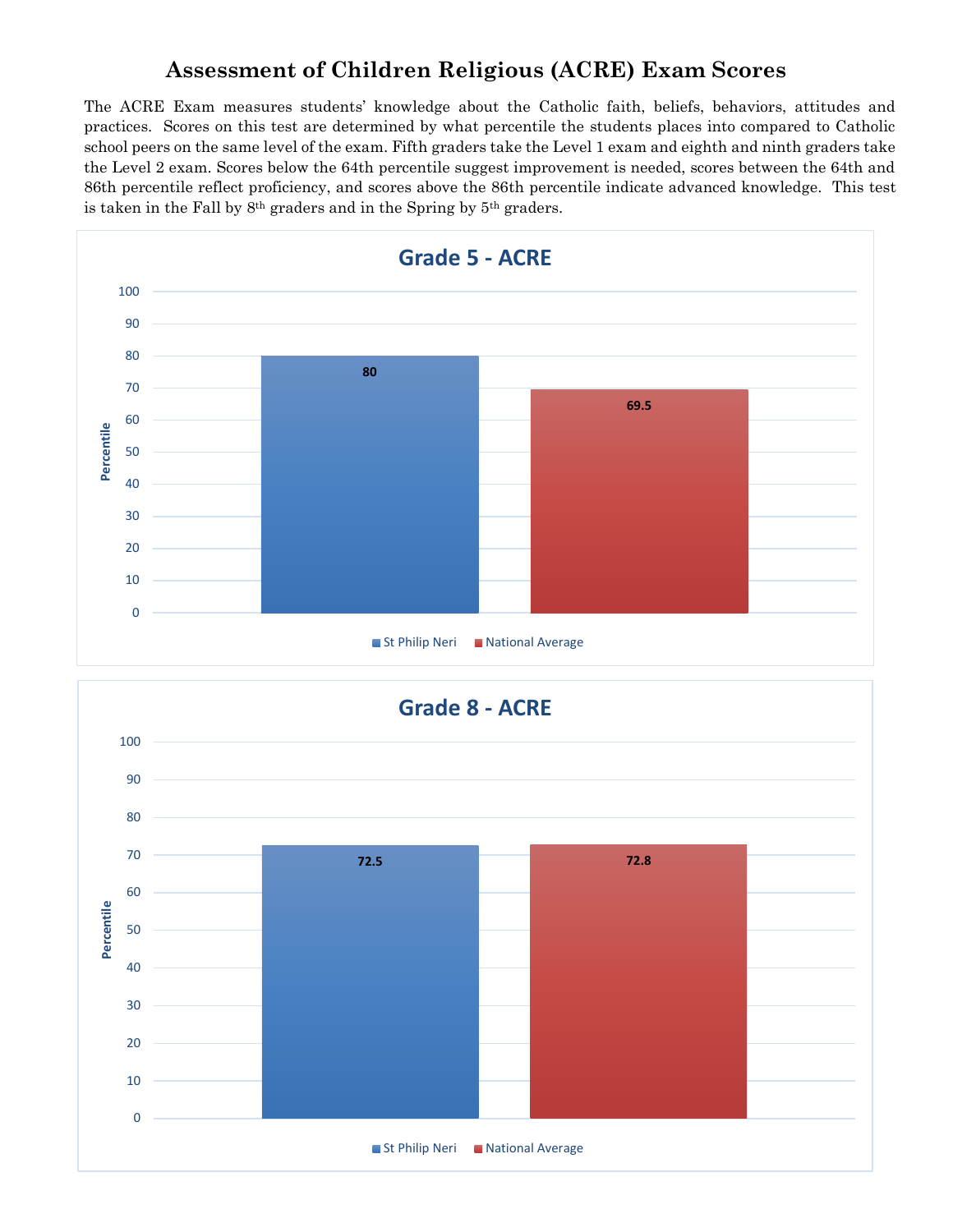# Assessment of Children Religious (ACRE) Exam Scores

The ACRE Exam measures students' knowledge about the Catholic faith, beliefs, behaviors, attitudes and practices. Scores on this test are determined by what percentile the students places into compared to Catholic school peers on the same level of the exam. Fifth graders take the Level 1 exam and eighth and ninth graders take the Level 2 exam. Scores below the 64th percentile suggest improvement is needed, scores between the 64th and 86th percentile reflect proficiency, and scores above the 86th percentile indicate advanced knowledge. This test is taken in the Fall by 8th graders and in the Spring by 5th graders.

Grade 5 - ACRE

Percentile

0, 10, 20, 30, 40, 50, 60, 70, 80, 90, 100

80

69.5

St Philip Neri

National Average

Grade 8 - ACRE

Percentile

0, 10, 20, 30, 40, 50, 60, 70, 80, 90, 100

72.5

72.8

St Philip Neri

National Average